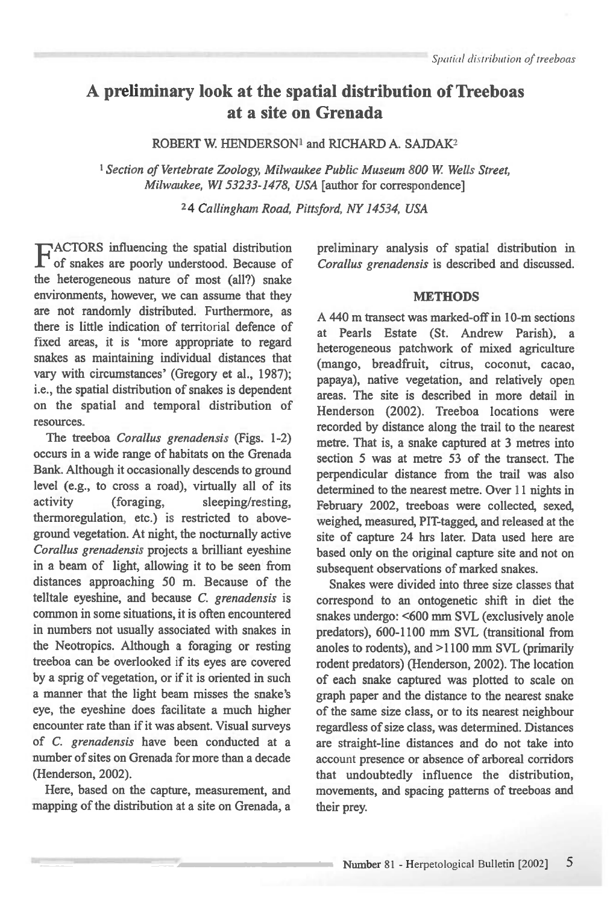# A preliminary look at the spatial distribution of Treeboas at a site on Grenada

ROBERT W. HENDERSON[1] and RICHARD A. SAJDAK[2]

[1] *Section of Vertebrate Zoology, Milwaukee Public Museum 800 W. Wells Street, Milwaukee, WI 53233-1478, USA* [author for correspondence]

[2] *4 Callingham Road, Pittsford, NY 14534, USA*

FACTORS influencing the spatial distribution of snakes are poorly understood. Because of the heterogeneous nature of most (all?) snake environments, however, we can assume that they are not randomly distributed. Furthermore, as there is little indication of territorial defence of fixed areas, it is 'more appropriate to regard snakes as maintaining individual distances that vary with circumstances' (Gregory et al., 1987); i.e., the spatial distribution of snakes is dependent on the spatial and temporal distribution of resources.

The treeboa *Corallus grenadensis* (Figs. 1-2) occurs in a wide range of habitats on the Grenada Bank. Although it occasionally descends to ground level (e.g., to cross a road), virtually all of its activity (foraging, sleeping/resting, thermoregulation, etc.) is restricted to above-ground vegetation. At night, the nocturnally active *Corallus grenadensis* projects a brilliant eyeshine in a beam of light, allowing it to be seen from distances approaching 50 m. Because of the telltale eyeshine, and because *C. grenadensis* is common in some situations, it is often encountered in numbers not usually associated with snakes in the Neotropics. Although a foraging or resting treeboa can be overlooked if its eyes are covered by a sprig of vegetation, or if it is oriented in such a manner that the light beam misses the snake's eye, the eyeshine does facilitate a much higher encounter rate than if it was absent. Visual surveys of *C. grenadensis* have been conducted at a number of sites on Grenada for more than a decade (Henderson, 2002).

Here, based on the capture, measurement, and mapping of the distribution at a site on Grenada, a preliminary analysis of spatial distribution in *Corallus grenadensis* is described and discussed.

## METHODS

A 440 m transect was marked-off in 10-m sections at Pearls Estate (St. Andrew Parish), a heterogeneous patchwork of mixed agriculture (mango, breadfruit, citrus, coconut, cacao, papaya), native vegetation, and relatively open areas. The site is described in more detail in Henderson (2002). Treeboa locations were recorded by distance along the trail to the nearest metre. That is, a snake captured at 3 metres into section 5 was at metre 53 of the transect. The perpendicular distance from the trail was also determined to the nearest metre. Over 11 nights in February 2002, treeboas were collected, sexed, weighed, measured, PIT-tagged, and released at the site of capture 24 hrs later. Data used here are based only on the original capture site and not on subsequent observations of marked snakes.

Snakes were divided into three size classes that correspond to an ontogenetic shift in diet the snakes undergo: <600 mm SVL (exclusively anole predators), 600-1100 mm SVL (transitional from anoles to rodents), and >1100 mm SVL (primarily rodent predators) (Henderson, 2002). The location of each snake captured was plotted to scale on graph paper and the distance to the nearest snake of the same size class, or to its nearest neighbour regardless of size class, was determined. Distances are straight-line distances and do not take into account presence or absence of arboreal corridors that undoubtedly influence the distribution, movements, and spacing patterns of treeboas and their prey.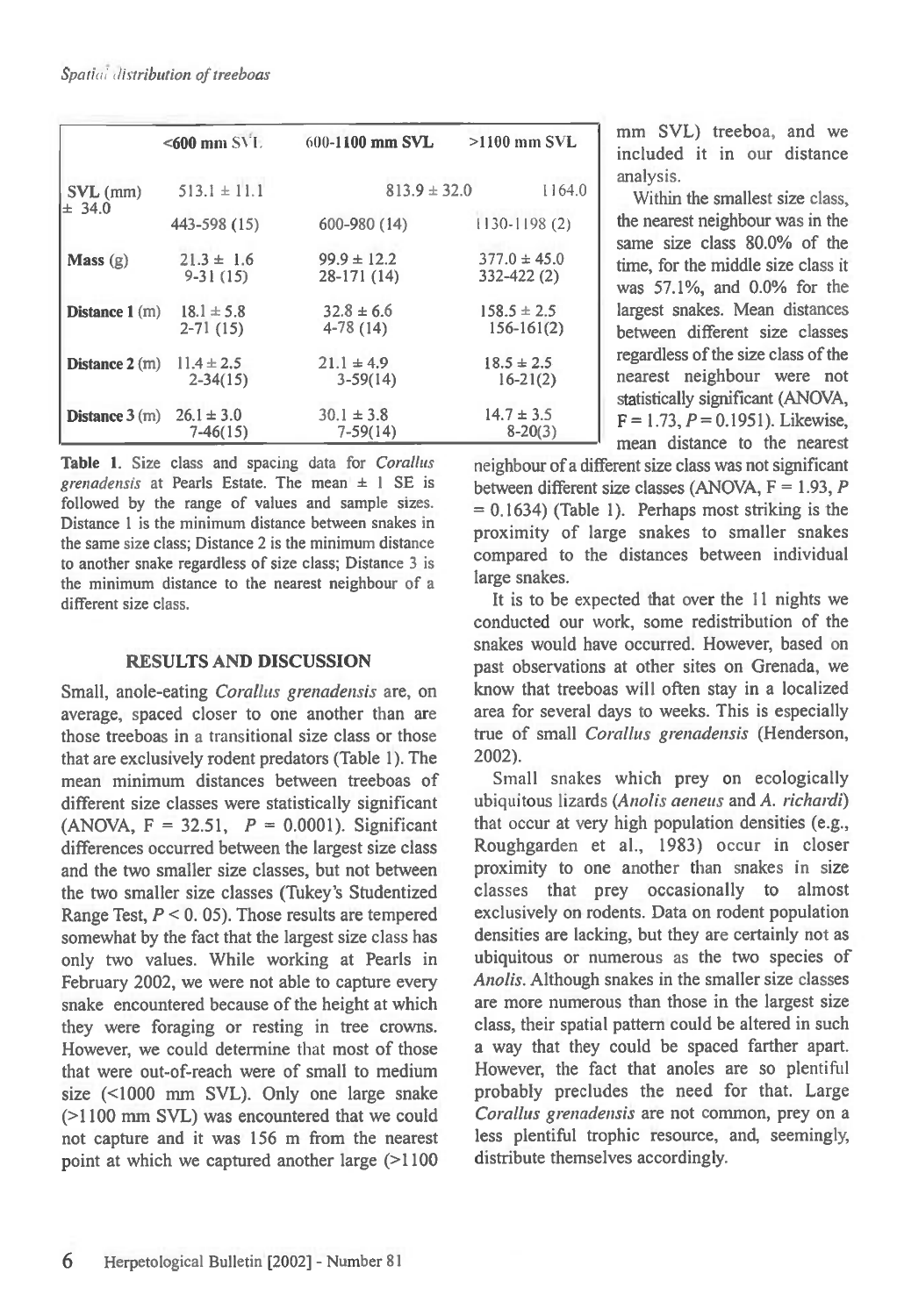| | <600 mm SVL | 600-1100 mm SVL | >1100 mm SVL |
|---|---|---|---|
| **SVL** (mm) ± 34.0 | 513.1 ± 11.1 | 813.9 ± 32.0 | 1164.0 |
| | 443-598 (15) | 600-980 (14) | 1130-1198 (2) |
| **Mass** (g) | 21.3 ± 1.6<br>9-31 (15) | 99.9 ± 12.2<br>28-171 (14) | 377.0 ± 45.0<br>332-422 (2) |
| **Distance 1** (m) | 18.1 ± 5.8<br>2-71 (15) | 32.8 ± 6.6<br>4-78 (14) | 158.5 ± 2.5<br>156-161(2) |
| **Distance 2** (m) | 11.4 ± 2.5<br>2-34(15) | 21.1 ± 4.9<br>3-59(14) | 18.5 ± 2.5<br>16-21(2) |
| **Distance 3** (m) | 26.1 ± 3.0<br>7-46(15) | 30.1 ± 3.8<br>7-59(14) | 14.7 ± 3.5<br>8-20(3) |

**Table 1.** Size class and spacing data for *Corallus grenadensis* at Pearls Estate. The mean ± 1 SE is followed by the range of values and sample sizes. Distance 1 is the minimum distance between snakes in the same size class; Distance 2 is the minimum distance to another snake regardless of size class; Distance 3 is the minimum distance to the nearest neighbour of a different size class.

## RESULTS AND DISCUSSION

Small, anole-eating *Corallus grenadensis* are, on average, spaced closer to one another than are those treeboas in a transitional size class or those that are exclusively rodent predators (Table 1). The mean minimum distances between treeboas of different size classes were statistically significant (ANOVA, $F = 32.51$, $P = 0.0001$). Significant differences occurred between the largest size class and the two smaller size classes, but not between the two smaller size classes (Tukey's Studentized Range Test, $P < 0.05$). Those results are tempered somewhat by the fact that the largest size class has only two values. While working at Pearls in February 2002, we were not able to capture every snake encountered because of the height at which they were foraging or resting in tree crowns. However, we could determine that most of those that were out-of-reach were of small to medium size (<1000 mm SVL). Only one large snake (>1100 mm SVL) was encountered that we could not capture and it was 156 m from the nearest point at which we captured another large (>1100 mm SVL) treeboa, and we included it in our distance analysis.

Within the smallest size class, the nearest neighbour was in the same size class 80.0% of the time, for the middle size class it was 57.1%, and 0.0% for the largest snakes. Mean distances between different size classes regardless of the size class of the nearest neighbour were not statistically significant (ANOVA, $F = 1.73$, $P = 0.1951$). Likewise, mean distance to the nearest neighbour of a different size class was not significant between different size classes (ANOVA, $F = 1.93$, $P = 0.1634$) (Table 1). Perhaps most striking is the proximity of large snakes to smaller snakes compared to the distances between individual large snakes.

It is to be expected that over the 11 nights we conducted our work, some redistribution of the snakes would have occurred. However, based on past observations at other sites on Grenada, we know that treeboas will often stay in a localized area for several days to weeks. This is especially true of small *Corallus grenadensis* (Henderson, 2002).

Small snakes which prey on ecologically ubiquitous lizards (*Anolis aeneus* and *A. richardi*) that occur at very high population densities (e.g., Roughgarden et al., 1983) occur in closer proximity to one another than snakes in size classes that prey occasionally to almost exclusively on rodents. Data on rodent population densities are lacking, but they are certainly not as ubiquitous or numerous as the two species of *Anolis*. Although snakes in the smaller size classes are more numerous than those in the largest size class, their spatial pattern could be altered in such a way that they could be spaced farther apart. However, the fact that anoles are so plentiful probably precludes the need for that. Large *Corallus grenadensis* are not common, prey on a less plentiful trophic resource, and, seemingly, distribute themselves accordingly.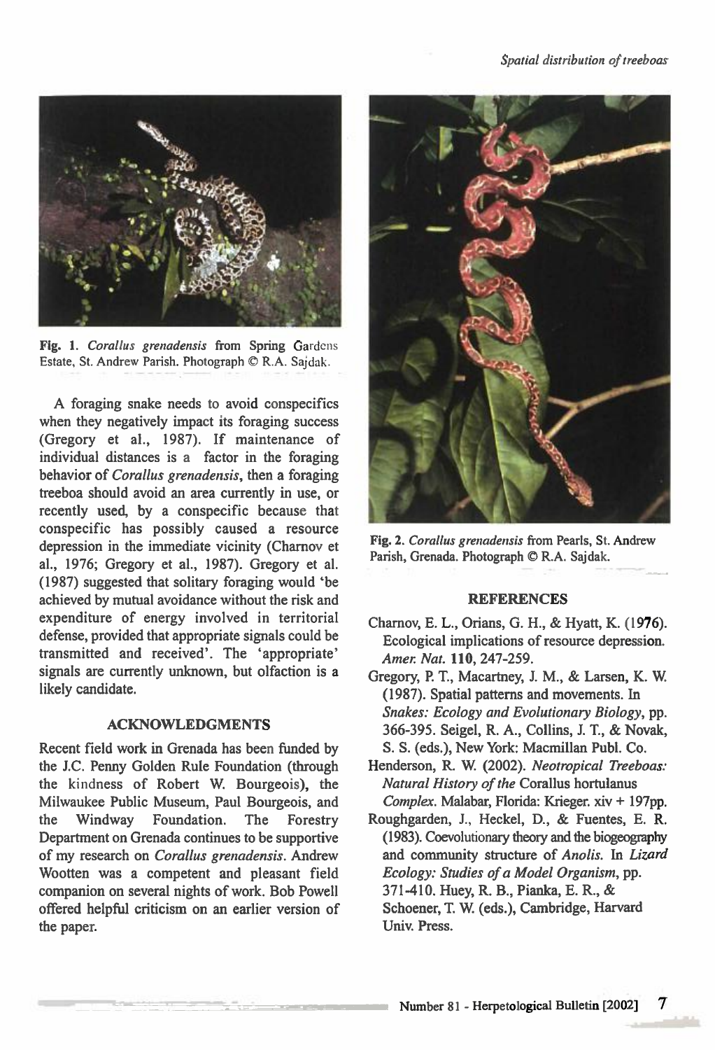Fig. 1. *Corallus grenadensis* from Spring Gardens Estate, St. Andrew Parish. Photograph © R.A. Sajdak.

A foraging snake needs to avoid conspecifics when they negatively impact its foraging success (Gregory et al., 1987). If maintenance of individual distances is a factor in the foraging behavior of *Corallus grenadensis*, then a foraging treeboa should avoid an area currently in use, or recently used, by a conspecific because that conspecific has possibly caused a resource depression in the immediate vicinity (Charnov et al., 1976; Gregory et al., 1987). Gregory et al. (1987) suggested that solitary foraging would 'be achieved by mutual avoidance without the risk and expenditure of energy involved in territorial defense, provided that appropriate signals could be transmitted and received'. The 'appropriate' signals are currently unknown, but olfaction is a likely candidate.

## ACKNOWLEDGMENTS

Recent field work in Grenada has been funded by the J.C. Penny Golden Rule Foundation (through the kindness of Robert W. Bourgeois), the Milwaukee Public Museum, Paul Bourgeois, and the Windway Foundation. The Forestry Department on Grenada continues to be supportive of my research on *Corallus grenadensis*. Andrew Wootten was a competent and pleasant field companion on several nights of work. Bob Powell offered helpful criticism on an earlier version of the paper.

Fig. 2. *Corallus grenadensis* from Pearls, St. Andrew Parish, Grenada. Photograph © R.A. Sajdak.

## REFERENCES

Charnov, E. L., Orians, G. H., & Hyatt, K. (1976). Ecological implications of resource depression. *Amer. Nat.* **110**, 247-259.

Gregory, P. T., Macartney, J. M., & Larsen, K. W. (1987). Spatial patterns and movements. In *Snakes: Ecology and Evolutionary Biology*, pp. 366-395. Seigel, R. A., Collins, J. T., & Novak, S. S. (eds.), New York: Macmillan Publ. Co.

Henderson, R. W. (2002). *Neotropical Treeboas: Natural History of the* Corallus hortulanus *Complex*. Malabar, Florida: Krieger. xiv + 197pp.

Roughgarden, J., Heckel, D., & Fuentes, E. R. (1983). Coevolutionary theory and the biogeography and community structure of *Anolis*. In *Lizard Ecology: Studies of a Model Organism*, pp. 371-410. Huey, R. B., Pianka, E. R., & Schoener, T. W. (eds.), Cambridge, Harvard Univ. Press.